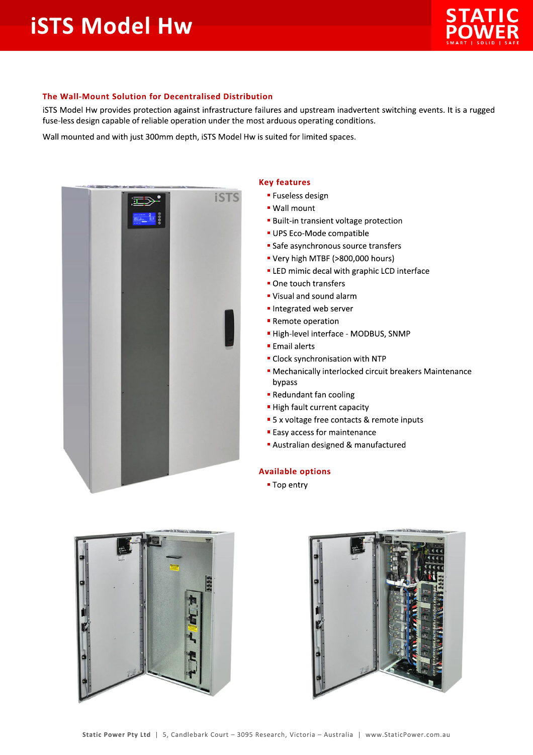# iSTS Model Hw

## The Wall-Mount Solution for Decentralised Distribution

iSTS Model Hw provides protection against infrastructure failures and upstream inadvertent switching events. It is a rugged fuse-less design capable of reliable operation under the most arduous operating conditions.

Wall mounted and with just 300mm depth, iSTS Model Hw is suited for limited spaces.

### Key features

- Fuseless design
- Wall mount
- Built-in transient voltage protection
- UPS Eco-Mode compatible
- Safe asynchronous source transfers
- Very high MTBF (>800,000 hours)
- LED mimic decal with graphic LCD interface
- One touch transfers
- Visual and sound alarm
- Integrated web server
- Remote operation
- High-level interface - MODBUS, SNMP
- Email alerts
- Clock synchronisation with NTP
- Mechanically interlocked circuit breakers Maintenance bypass
- Redundant fan cooling
- High fault current capacity
- 5 x voltage free contacts & remote inputs
- Easy access for maintenance
- Australian designed & manufactured

### Available options

- Top entry

Static Power Pty Ltd | 5, Candlebark Court – 3095 Research, Victoria – Australia | www.StaticPower.com.au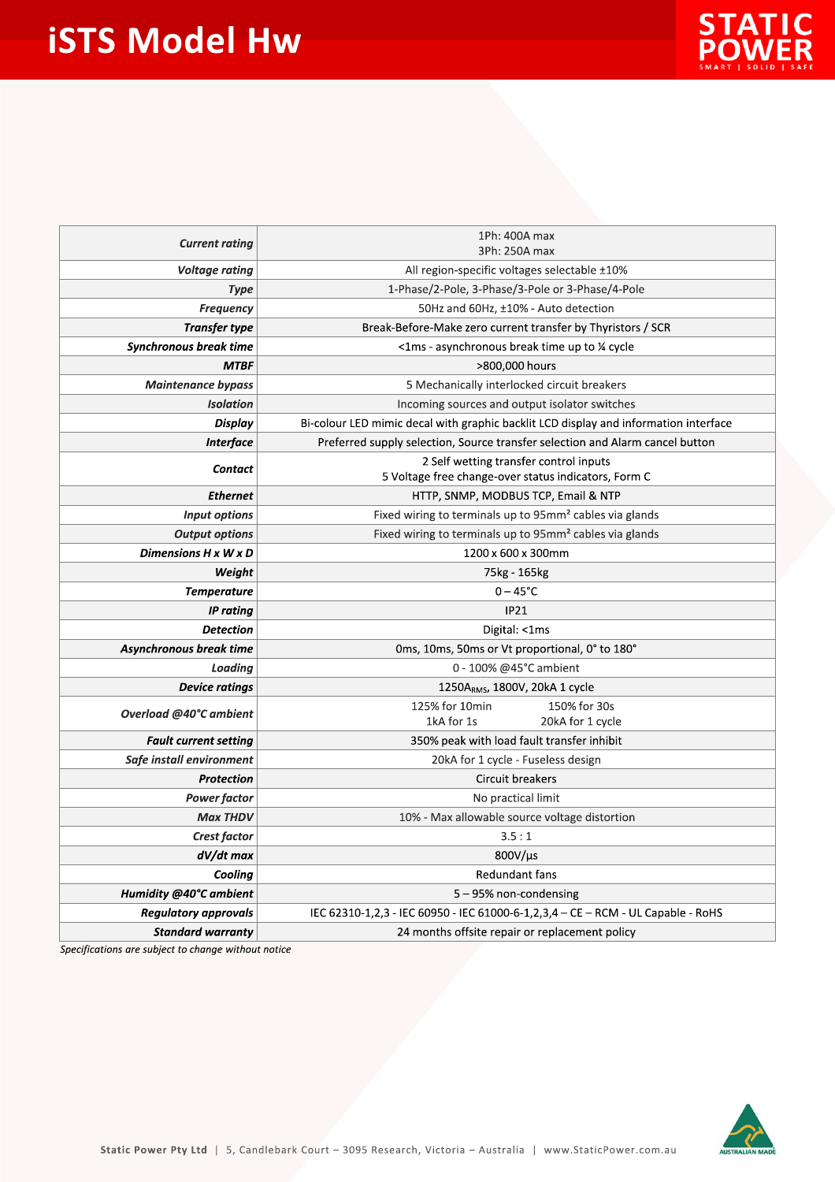# iSTS Model Hw

| | |
|---|---|
| ***Current rating*** | 1Ph: 400A max<br>3Ph: 250A max |
| ***Voltage rating*** | All region-specific voltages selectable ±10% |
| ***Type*** | 1-Phase/2-Pole, 3-Phase/3-Pole or 3-Phase/4-Pole |
| ***Frequency*** | 50Hz and 60Hz, ±10% - Auto detection |
| ***Transfer type*** | Break-Before-Make zero current transfer by Thyristors / SCR |
| ***Synchronous break time*** | <1ms - asynchronous break time up to ¼ cycle |
| ***MTBF*** | >800,000 hours |
| ***Maintenance bypass*** | 5 Mechanically interlocked circuit breakers |
| ***Isolation*** | Incoming sources and output isolator switches |
| ***Display*** | Bi-colour LED mimic decal with graphic backlit LCD display and information interface |
| ***Interface*** | Preferred supply selection, Source transfer selection and Alarm cancel button |
| ***Contact*** | 2 Self wetting transfer control inputs<br>5 Voltage free change-over status indicators, Form C |
| ***Ethernet*** | HTTP, SNMP, MODBUS TCP, Email & NTP |
| ***Input options*** | Fixed wiring to terminals up to 95mm² cables via glands |
| ***Output options*** | Fixed wiring to terminals up to 95mm² cables via glands |
| ***Dimensions H x W x D*** | 1200 x 600 x 300mm |
| ***Weight*** | 75kg - 165kg |
| ***Temperature*** | 0 – 45°C |
| ***IP rating*** | IP21 |
| ***Detection*** | Digital: <1ms |
| ***Asynchronous break time*** | 0ms, 10ms, 50ms or Vt proportional, 0° to 180° |
| ***Loading*** | 0 - 100% @45°C ambient |
| ***Device ratings*** | 1250$A_{RMS}$, 1800V, 20kA 1 cycle |
| ***Overload @40°C ambient*** | 125% for 10min 150% for 30s<br>1kA for 1s 20kA for 1 cycle |
| ***Fault current setting*** | 350% peak with load fault transfer inhibit |
| ***Safe install environment*** | 20kA for 1 cycle - Fuseless design |
| ***Protection*** | Circuit breakers |
| ***Power factor*** | No practical limit |
| ***Max THDV*** | 10% - Max allowable source voltage distortion |
| ***Crest factor*** | 3.5 : 1 |
| ***dV/dt max*** | 800V/µs |
| ***Cooling*** | Redundant fans |
| ***Humidity @40°C ambient*** | 5 – 95% non-condensing |
| ***Regulatory approvals*** | IEC 62310-1,2,3 - IEC 60950 - IEC 61000-6-1,2,3,4 – CE – RCM - UL Capable - RoHS |
| ***Standard warranty*** | 24 months offsite repair or replacement policy |

*Specifications are subject to change without notice*

**Static Power Pty Ltd** | 5, Candlebark Court – 3095 Research, Victoria – Australia | www.StaticPower.com.au